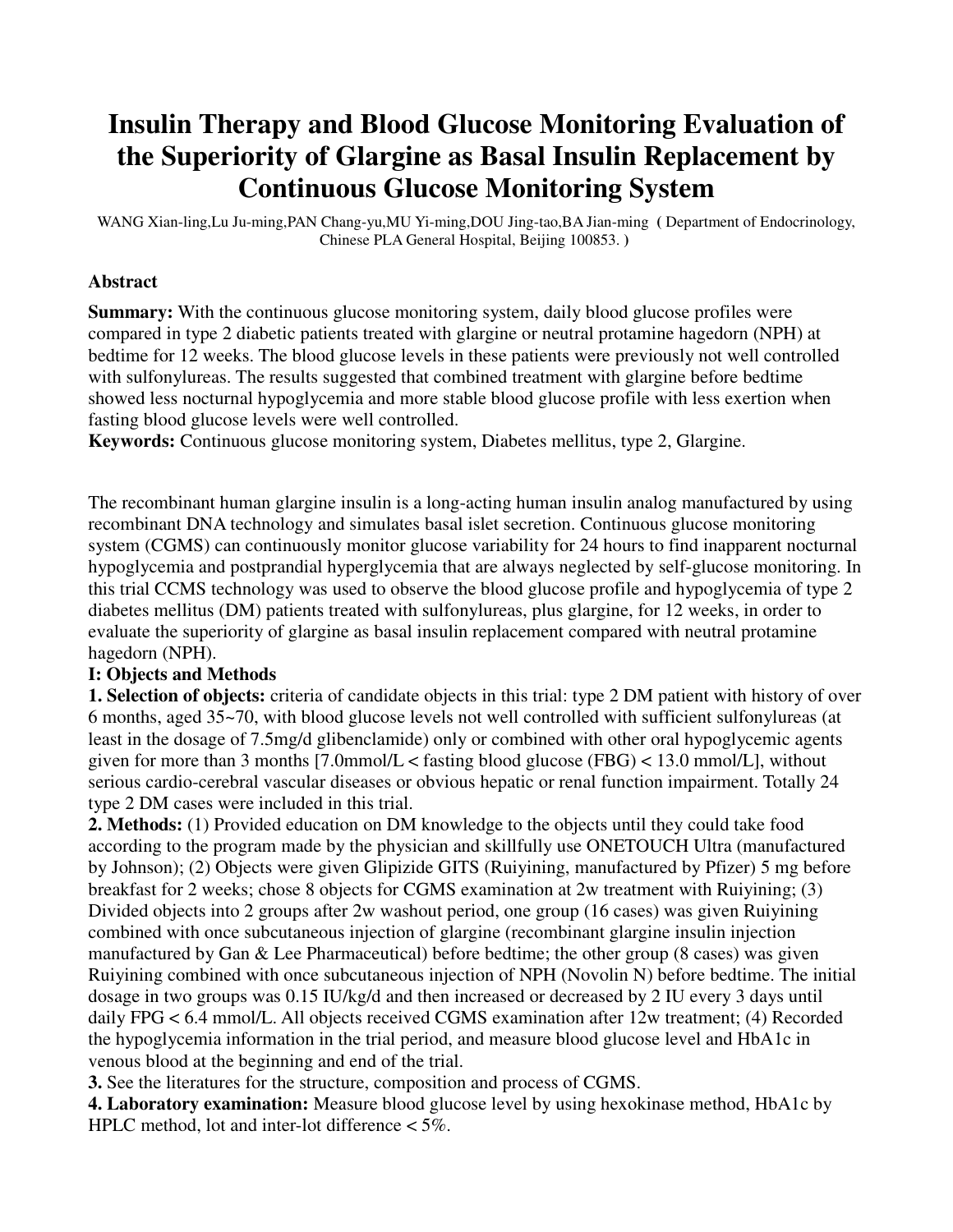# Insulin Therapy and Blood Glucose Monitoring Evaluation of the Superiority of Glargine as Basal Insulin Replacement by Continuous Glucose Monitoring System

WANG Xian-ling,Lu Ju-ming,PAN Chang-yu,MU Yi-ming,DOU Jing-tao,BA Jian-ming ( Department of Endocrinology, Chinese PLA General Hospital, Beijing 100853. )

## Abstract

**Summary:** With the continuous glucose monitoring system, daily blood glucose profiles were compared in type 2 diabetic patients treated with glargine or neutral protamine hagedorn (NPH) at bedtime for 12 weeks. The blood glucose levels in these patients were previously not well controlled with sulfonylureas. The results suggested that combined treatment with glargine before bedtime showed less nocturnal hypoglycemia and more stable blood glucose profile with less exertion when fasting blood glucose levels were well controlled.

**Keywords:** Continuous glucose monitoring system, Diabetes mellitus, type 2, Glargine.

The recombinant human glargine insulin is a long-acting human insulin analog manufactured by using recombinant DNA technology and simulates basal islet secretion. Continuous glucose monitoring system (CGMS) can continuously monitor glucose variability for 24 hours to find inapparent nocturnal hypoglycemia and postprandial hyperglycemia that are always neglected by self-glucose monitoring. In this trial CCMS technology was used to observe the blood glucose profile and hypoglycemia of type 2 diabetes mellitus (DM) patients treated with sulfonylureas, plus glargine, for 12 weeks, in order to evaluate the superiority of glargine as basal insulin replacement compared with neutral protamine hagedorn (NPH).

## I: Objects and Methods

**1. Selection of objects:** criteria of candidate objects in this trial: type 2 DM patient with history of over 6 months, aged 35~70, with blood glucose levels not well controlled with sufficient sulfonylureas (at least in the dosage of 7.5mg/d glibenclamide) only or combined with other oral hypoglycemic agents given for more than 3 months [7.0mmol/L < fasting blood glucose (FBG) < 13.0 mmol/L], without serious cardio-cerebral vascular diseases or obvious hepatic or renal function impairment. Totally 24 type 2 DM cases were included in this trial.

**2. Methods:** (1) Provided education on DM knowledge to the objects until they could take food according to the program made by the physician and skillfully use ONETOUCH Ultra (manufactured by Johnson); (2) Objects were given Glipizide GITS (Ruiyining, manufactured by Pfizer) 5 mg before breakfast for 2 weeks; chose 8 objects for CGMS examination at 2w treatment with Ruiyining; (3) Divided objects into 2 groups after 2w washout period, one group (16 cases) was given Ruiyining combined with once subcutaneous injection of glargine (recombinant glargine insulin injection manufactured by Gan & Lee Pharmaceutical) before bedtime; the other group (8 cases) was given Ruiyining combined with once subcutaneous injection of NPH (Novolin N) before bedtime. The initial dosage in two groups was 0.15 IU/kg/d and then increased or decreased by 2 IU every 3 days until daily FPG < 6.4 mmol/L. All objects received CGMS examination after 12w treatment; (4) Recorded the hypoglycemia information in the trial period, and measure blood glucose level and HbA1c in venous blood at the beginning and end of the trial.

**3.** See the literatures for the structure, composition and process of CGMS.

**4. Laboratory examination:** Measure blood glucose level by using hexokinase method, HbA1c by HPLC method, lot and inter-lot difference < 5%.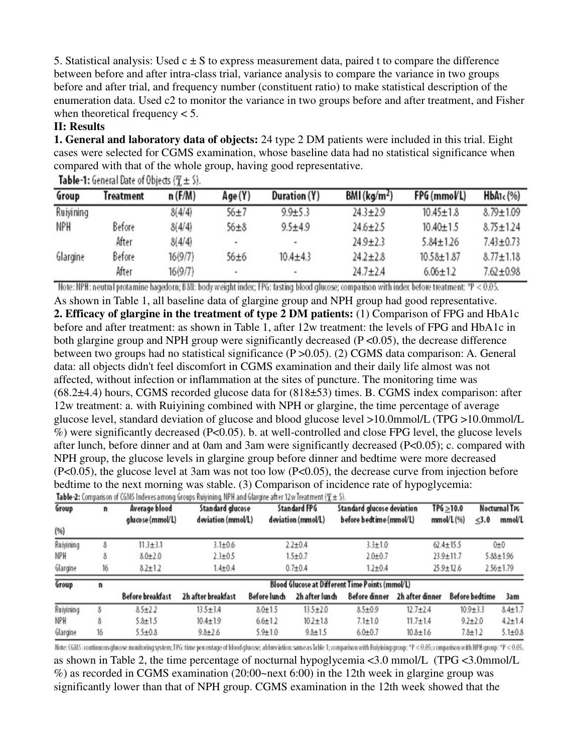5. Statistical analysis: Used c ± S to express measurement data, paired t to compare the difference between before and after intra-class trial, variance analysis to compare the variance in two groups before and after trial, and frequency number (constituent ratio) to make statistical description of the enumeration data. Used c2 to monitor the variance in two groups before and after treatment, and Fisher when theoretical frequency < 5.

## II: Results

**1. General and laboratory data of objects:** 24 type 2 DM patients were included in this trial. Eight cases were selected for CGMS examination, whose baseline data had no statistical significance when compared with that of the whole group, having good representative.

**Table-1:** General Date of Objects ($\overline{\chi} \pm S$).

| Group | Treatment | n (F/M) | Age (Y) | Duration (Y) | BMI (kg/m$^2$) | FPG (mmol/L) | HbA1c (%) |
|---|---|---|---|---|---|---|---|
| Ruiyining | | 8(4/4) | 56±7 | 9.9±5.3 | 24.3±2.9 | 10.45±1.8 | 8.79±1.09 |
| NPH | Before | 8(4/4) | 56±8 | 9.5±4.9 | 24.6±2.5 | 10.40±1.5 | 8.75±1.24 |
| | After | 8(4/4) | - | - | 24.9±2.3 | 5.84±1.26 | 7.43±0.73 |
| Glargine | Before | 16(9/7) | 56±6 | 10.4±4.3 | 24.2±2.8 | 10.58±1.87 | 8.77±1.18 |
| | After | 16(9/7) | - | - | 24.7±2.4 | 6.06±1.2 | 7.62±0.98 |

Note: NPH: neutral protamine hagedorn; BMI: body weight index; FPG: fasting blood glucose; comparison with index before treatment: *P < 0.05.

As shown in Table 1, all baseline data of glargine group and NPH group had good representative.

**2. Efficacy of glargine in the treatment of type 2 DM patients:** (1) Comparison of FPG and HbA1c before and after treatment: as shown in Table 1, after 12w treatment: the levels of FPG and HbA1c in both glargine group and NPH group were significantly decreased (P <0.05), the decrease difference between two groups had no statistical significance (P >0.05). (2) CGMS data comparison: A. General data: all objects didn't feel discomfort in CGMS examination and their daily life almost was not affected, without infection or inflammation at the sites of puncture. The monitoring time was (68.2±4.4) hours, CGMS recorded glucose data for (818±53) times. B. CGMS index comparison: after 12w treatment: a. with Ruiyining combined with NPH or glargine, the time percentage of average glucose level, standard deviation of glucose and blood glucose level >10.0mmol/L (TPG >10.0mmol/L %) were significantly decreased (P<0.05). b. at well-controlled and close FPG level, the glucose levels after lunch, before dinner and at 0am and 3am were significantly decreased (P<0.05); c. compared with NPH group, the glucose levels in glargine group before dinner and bedtime were more decreased (P<0.05), the glucose level at 3am was not too low (P<0.05), the decrease curve from injection before bedtime to the next morning was stable. (3) Comparison of incidence rate of hypoglycemia:

**Table-2:** Comparison of CGMS Indexes among Groups Ruiyining, NPH and Glargine after 12w Treatment ($\overline{\chi} \pm S$).

| Group (%) | n | Average blood glucose (mmol/L) | Standard glucose deviation (mmol/L) | Standard FPG deviation (mmol/L) | Standard glucose deviation before bedtime (mmol/L) | TPG ≥10.0 mmol/L (%) | Nocturnal TPG ≤3.0 mmol/L |
|---|---|---|---|---|---|---|---|
| Ruiyining | 8 | 11.3±3.1 | 3.1±0.6 | 2.2±0.4 | 3.3±1.0 | 62.4±15.5 | 0±0 |
| NPH | 8 | 8.0±2.0 | 2.3±0.5 | 1.5±0.7 | 2.0±0.7 | 23.9±11.7 | 5.88±1.96 |
| Glargine | 16 | 8.2±1.2 | 1.4±0.4 | 0.7±0.4 | 1.2±0.4 | 25.9±12.6 | 2.56±1.79 |

| Group | n | Blood Glucose at Different Time Points (mmol/L) | | | | | | | |
|---|---|---|---|---|---|---|---|---|---|
| | | Before breakfast | 2h after breakfast | Before lunch | 2h after lunch | Before dinner | 2h after dinner | Before bedtime | 3am |
| Ruiyining | 8 | 8.5±2.2 | 13.5±3.4 | 8.0±1.5 | 13.5±2.0 | 8.5±0.9 | 12.7±2.4 | 10.9±3.3 | 8.4±1.7 |
| NPH | 8 | 5.8±1.5 | 10.4±1.9 | 6.6±1.2 | 10.2±1.8 | 7.1±1.0 | 11.7±1.4 | 9.2±2.0 | 4.2±1.4 |
| Glargine | 16 | 5.5±0.8 | 9.8±2.6 | 5.9±1.0 | 9.8±1.5 | 6.0±0.7 | 10.8±1.6 | 7.8±1.2 | 5.1±0.8 |

Note: CGMS: continuous glucose monitoring system; TPG: time percentage of blood glucose; abbreviation: same as Table 1; comparison with Ruiyining group: *P < 0.05; comparison with NPH group: *P < 0.05.

as shown in Table 2, the time percentage of nocturnal hypoglycemia <3.0 mmol/L (TPG <3.0mmol/L %) as recorded in CGMS examination (20:00~next 6:00) in the 12th week in glargine group was significantly lower than that of NPH group. CGMS examination in the 12th week showed that the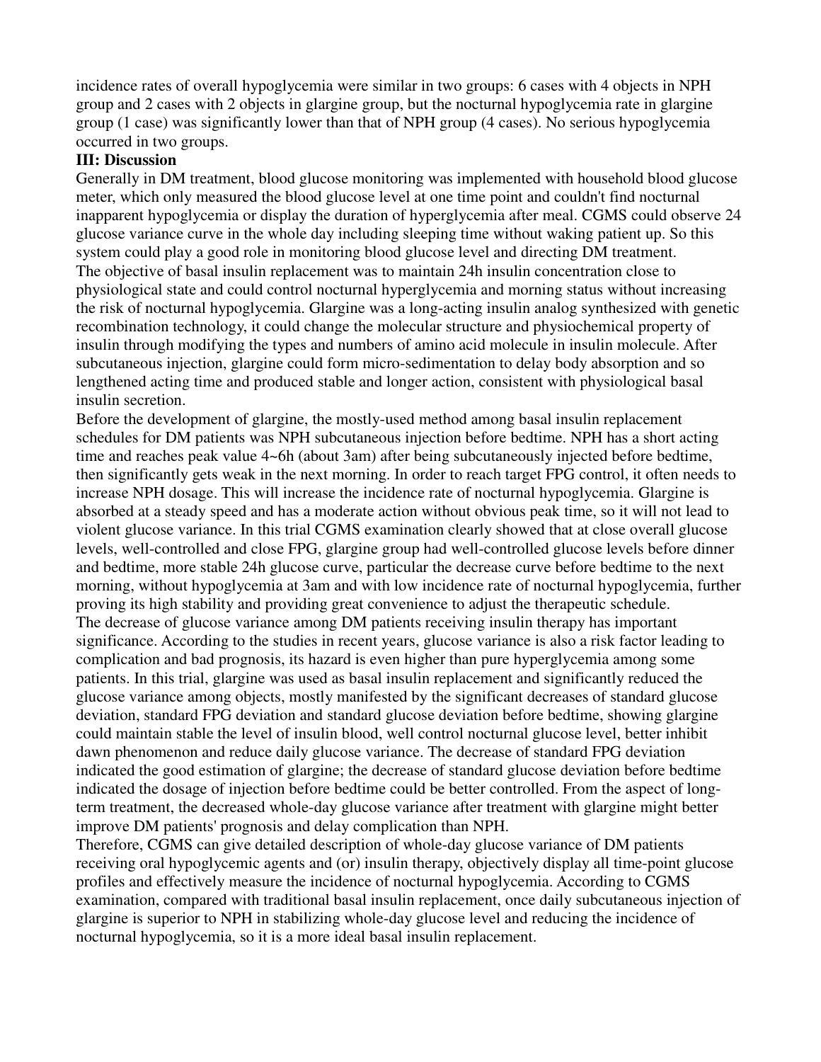incidence rates of overall hypoglycemia were similar in two groups: 6 cases with 4 objects in NPH group and 2 cases with 2 objects in glargine group, but the nocturnal hypoglycemia rate in glargine group (1 case) was significantly lower than that of NPH group (4 cases). No serious hypoglycemia occurred in two groups.

**III: Discussion**

Generally in DM treatment, blood glucose monitoring was implemented with household blood glucose meter, which only measured the blood glucose level at one time point and couldn't find nocturnal inapparent hypoglycemia or display the duration of hyperglycemia after meal. CGMS could observe 24 glucose variance curve in the whole day including sleeping time without waking patient up. So this system could play a good role in monitoring blood glucose level and directing DM treatment.

The objective of basal insulin replacement was to maintain 24h insulin concentration close to physiological state and could control nocturnal hyperglycemia and morning status without increasing the risk of nocturnal hypoglycemia. Glargine was a long-acting insulin analog synthesized with genetic recombination technology, it could change the molecular structure and physiochemical property of insulin through modifying the types and numbers of amino acid molecule in insulin molecule. After subcutaneous injection, glargine could form micro-sedimentation to delay body absorption and so lengthened acting time and produced stable and longer action, consistent with physiological basal insulin secretion.

Before the development of glargine, the mostly-used method among basal insulin replacement schedules for DM patients was NPH subcutaneous injection before bedtime. NPH has a short acting time and reaches peak value 4~6h (about 3am) after being subcutaneously injected before bedtime, then significantly gets weak in the next morning. In order to reach target FPG control, it often needs to increase NPH dosage. This will increase the incidence rate of nocturnal hypoglycemia. Glargine is absorbed at a steady speed and has a moderate action without obvious peak time, so it will not lead to violent glucose variance. In this trial CGMS examination clearly showed that at close overall glucose levels, well-controlled and close FPG, glargine group had well-controlled glucose levels before dinner and bedtime, more stable 24h glucose curve, particular the decrease curve before bedtime to the next morning, without hypoglycemia at 3am and with low incidence rate of nocturnal hypoglycemia, further proving its high stability and providing great convenience to adjust the therapeutic schedule.

The decrease of glucose variance among DM patients receiving insulin therapy has important significance. According to the studies in recent years, glucose variance is also a risk factor leading to complication and bad prognosis, its hazard is even higher than pure hyperglycemia among some patients. In this trial, glargine was used as basal insulin replacement and significantly reduced the glucose variance among objects, mostly manifested by the significant decreases of standard glucose deviation, standard FPG deviation and standard glucose deviation before bedtime, showing glargine could maintain stable the level of insulin blood, well control nocturnal glucose level, better inhibit dawn phenomenon and reduce daily glucose variance. The decrease of standard FPG deviation indicated the good estimation of glargine; the decrease of standard glucose deviation before bedtime indicated the dosage of injection before bedtime could be better controlled. From the aspect of long-term treatment, the decreased whole-day glucose variance after treatment with glargine might better improve DM patients' prognosis and delay complication than NPH.

Therefore, CGMS can give detailed description of whole-day glucose variance of DM patients receiving oral hypoglycemic agents and (or) insulin therapy, objectively display all time-point glucose profiles and effectively measure the incidence of nocturnal hypoglycemia. According to CGMS examination, compared with traditional basal insulin replacement, once daily subcutaneous injection of glargine is superior to NPH in stabilizing whole-day glucose level and reducing the incidence of nocturnal hypoglycemia, so it is a more ideal basal insulin replacement.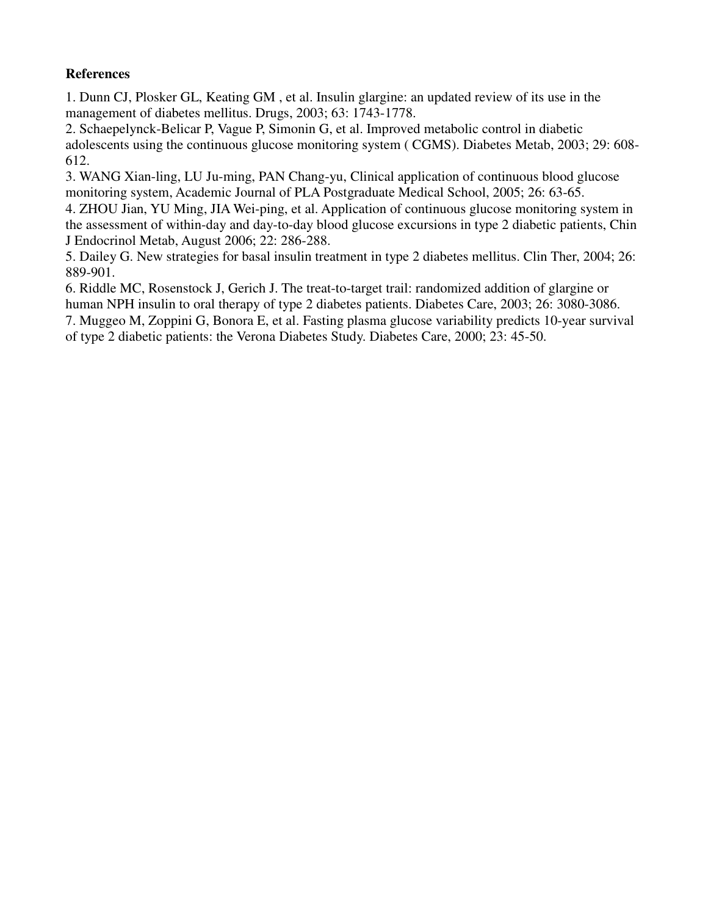**References**

1. Dunn CJ, Plosker GL, Keating GM , et al. Insulin glargine: an updated review of its use in the management of diabetes mellitus. Drugs, 2003; 63: 1743-1778.
2. Schaepelynck-Belicar P, Vague P, Simonin G, et al. Improved metabolic control in diabetic adolescents using the continuous glucose monitoring system ( CGMS). Diabetes Metab, 2003; 29: 608-612.
3. WANG Xian-ling, LU Ju-ming, PAN Chang-yu, Clinical application of continuous blood glucose monitoring system, Academic Journal of PLA Postgraduate Medical School, 2005; 26: 63-65.
4. ZHOU Jian, YU Ming, JIA Wei-ping, et al. Application of continuous glucose monitoring system in the assessment of within-day and day-to-day blood glucose excursions in type 2 diabetic patients, Chin J Endocrinol Metab, August 2006; 22: 286-288.
5. Dailey G. New strategies for basal insulin treatment in type 2 diabetes mellitus. Clin Ther, 2004; 26: 889-901.
6. Riddle MC, Rosenstock J, Gerich J. The treat-to-target trail: randomized addition of glargine or human NPH insulin to oral therapy of type 2 diabetes patients. Diabetes Care, 2003; 26: 3080-3086.
7. Muggeo M, Zoppini G, Bonora E, et al. Fasting plasma glucose variability predicts 10-year survival of type 2 diabetic patients: the Verona Diabetes Study. Diabetes Care, 2000; 23: 45-50.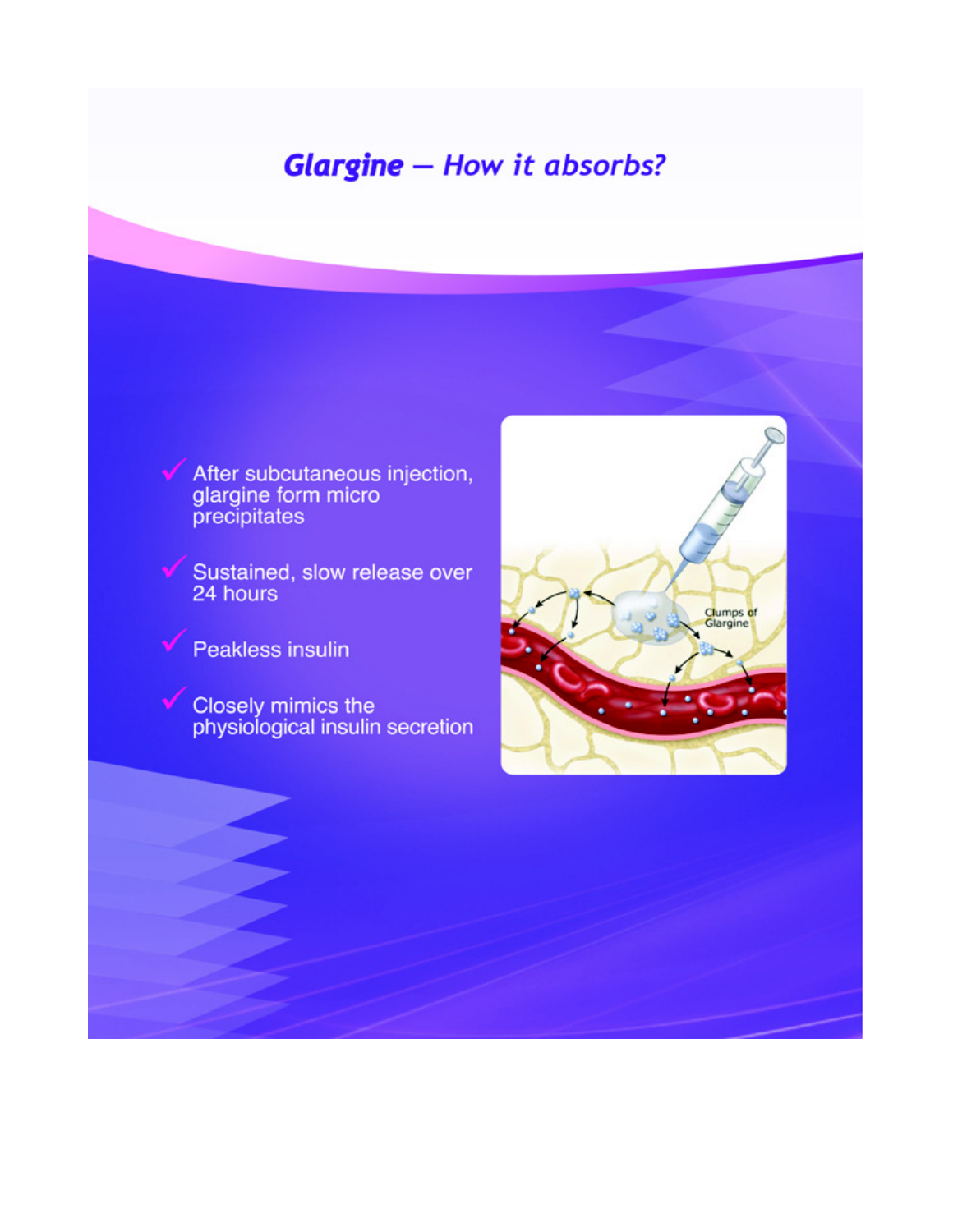# *Glargine — How it absorbs?*

- After subcutaneous injection, glargine form micro precipitates
- Sustained, slow release over 24 hours
- Peakless insulin
- Closely mimics the physiological insulin secretion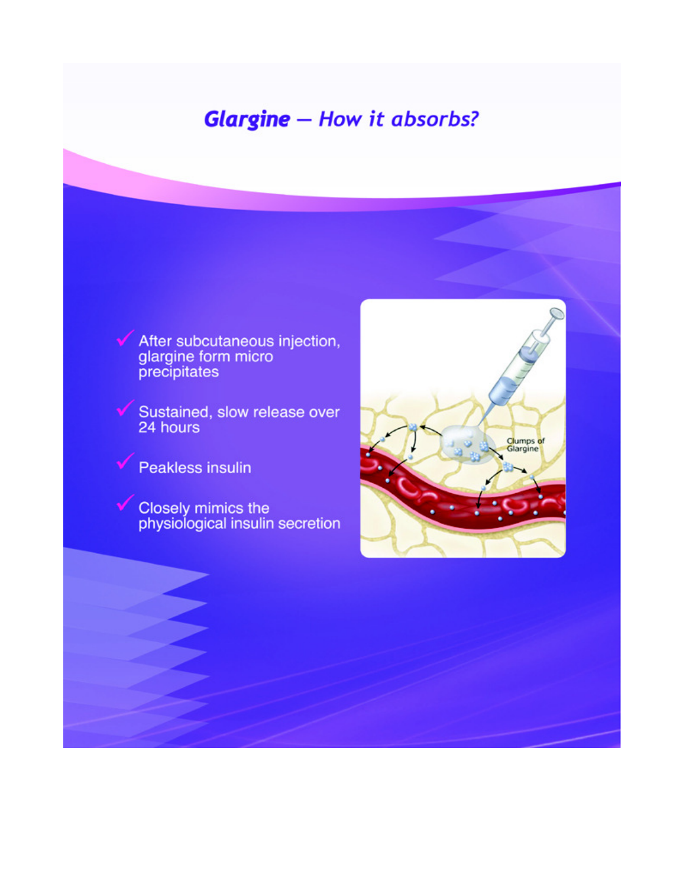# Glargine — How it absorbs?

- After subcutaneous injection, glargine form micro precipitates
- Sustained, slow release over 24 hours
- Peakless insulin
- Closely mimics the physiological insulin secretion

Clumps of Glargine